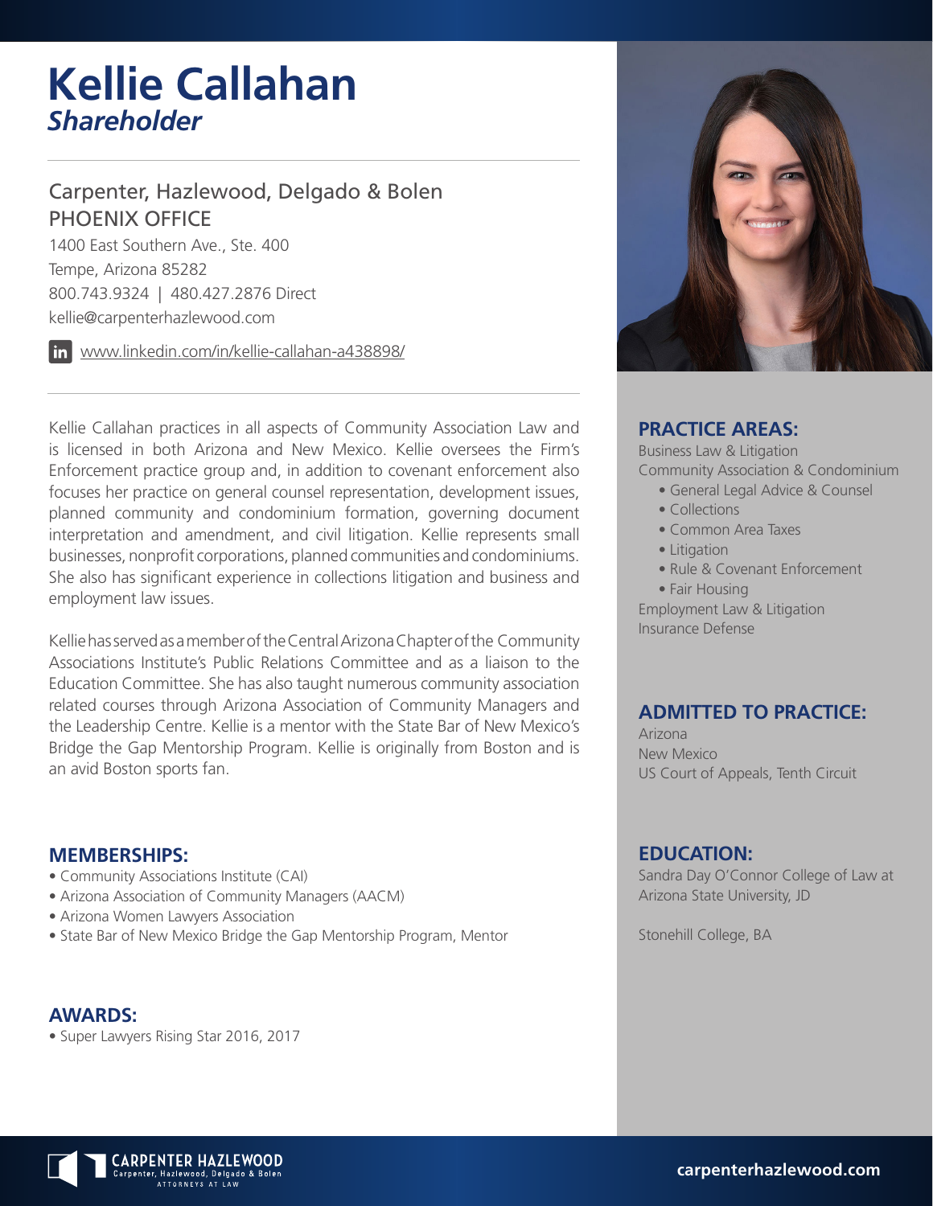# Kellie Callahan

***Shareholder***

Carpenter, Hazlewood, Delgado & Bolen
PHOENIX OFFICE
1400 East Southern Ave., Ste. 400
Tempe, Arizona 85282
800.743.9324 | 480.427.2876 Direct
kellie@carpenterhazlewood.com

www.linkedin.com/in/kellie-callahan-a438898/

Kellie Callahan practices in all aspects of Community Association Law and is licensed in both Arizona and New Mexico. Kellie oversees the Firm's Enforcement practice group and, in addition to covenant enforcement also focuses her practice on general counsel representation, development issues, planned community and condominium formation, governing document interpretation and amendment, and civil litigation. Kellie represents small businesses, nonprofit corporations, planned communities and condominiums. She also has significant experience in collections litigation and business and employment law issues.

Kellie has served as a member of the Central Arizona Chapter of the Community Associations Institute's Public Relations Committee and as a liaison to the Education Committee. She has also taught numerous community association related courses through Arizona Association of Community Managers and the Leadership Centre. Kellie is a mentor with the State Bar of New Mexico's Bridge the Gap Mentorship Program. Kellie is originally from Boston and is an avid Boston sports fan.

## MEMBERSHIPS:

- Community Associations Institute (CAI)
- Arizona Association of Community Managers (AACM)
- Arizona Women Lawyers Association
- State Bar of New Mexico Bridge the Gap Mentorship Program, Mentor

## AWARDS:

- Super Lawyers Rising Star 2016, 2017

## PRACTICE AREAS:

Business Law & Litigation
Community Association & Condominium
- General Legal Advice & Counsel
- Collections
- Common Area Taxes
- Litigation
- Rule & Covenant Enforcement
- Fair Housing

Employment Law & Litigation
Insurance Defense

## ADMITTED TO PRACTICE:

Arizona
New Mexico
US Court of Appeals, Tenth Circuit

## EDUCATION:

Sandra Day O'Connor College of Law at Arizona State University, JD

Stonehill College, BA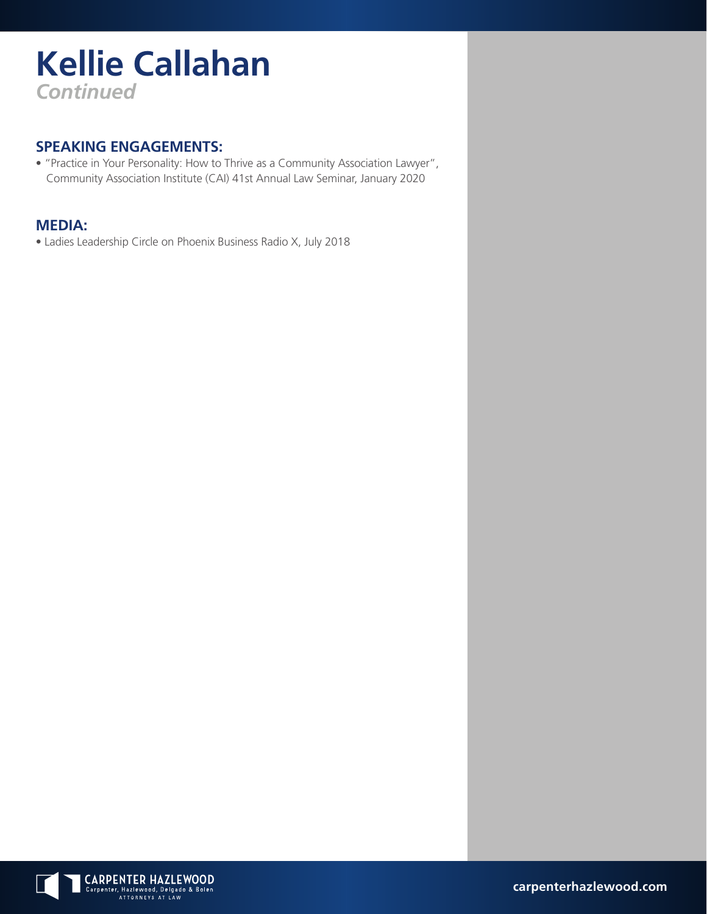# Kellie Callahan

*Continued*

## SPEAKING ENGAGEMENTS:

- "Practice in Your Personality: How to Thrive as a Community Association Lawyer", Community Association Institute (CAI) 41st Annual Law Seminar, January 2020

## MEDIA:

- Ladies Leadership Circle on Phoenix Business Radio X, July 2018